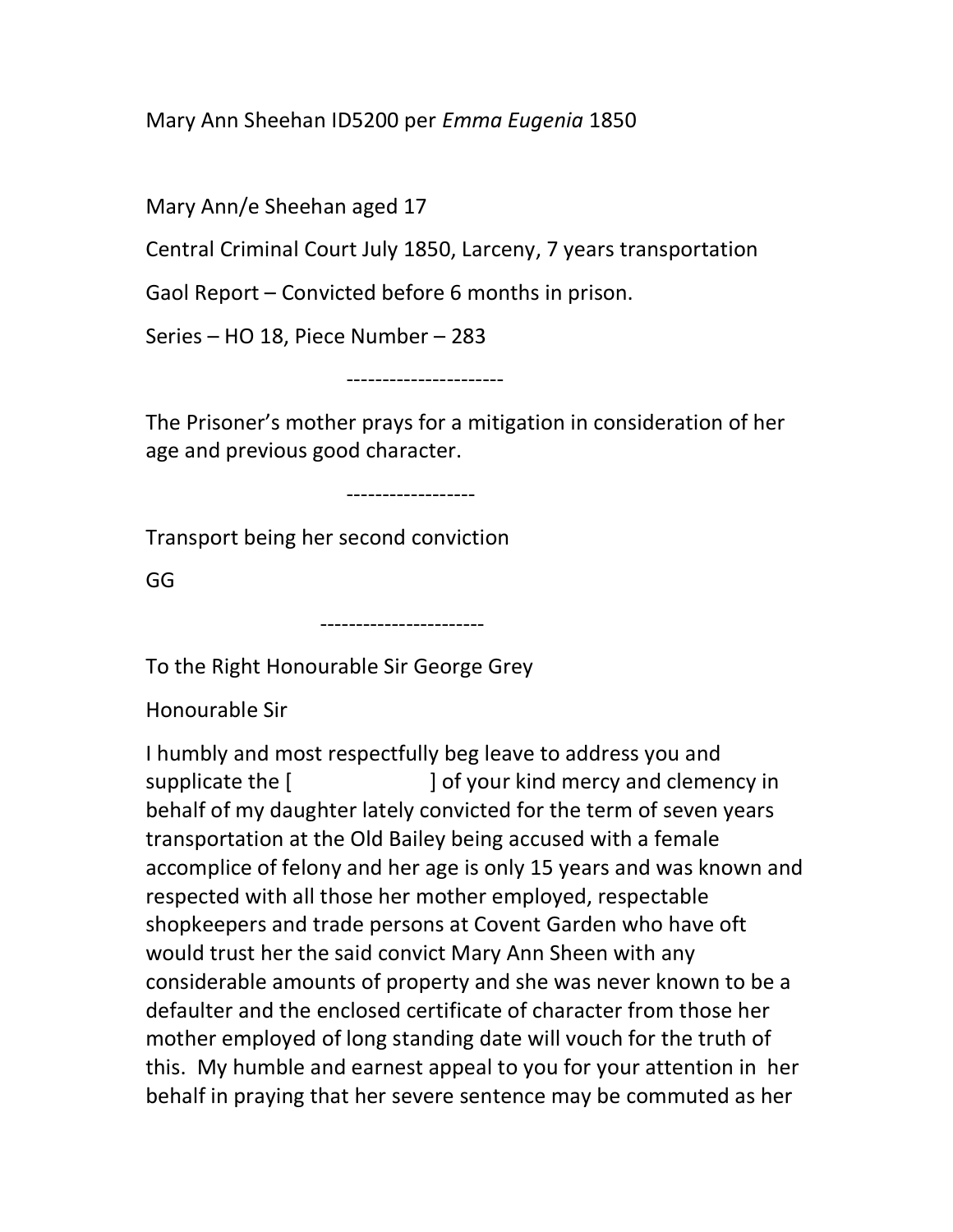Mary Ann Sheehan ID5200 per *Emma Eugenia* 1850

Mary Ann/e Sheehan aged 17

Central Criminal Court July 1850, Larceny, 7 years transportation

Gaol Report – Convicted before 6 months in prison.

Series – HO 18, Piece Number – 283

---------------------

The Prisoner's mother prays for a mitigation in consideration of her age and previous good character.

-----------------

Transport being her second conviction

GG

----------------------

To the Right Honourable Sir George Grey

Honourable Sir

I humbly and most respectfully beg leave to address you and supplicate the [                    ] of your kind mercy and clemency in behalf of my daughter lately convicted for the term of seven years transportation at the Old Bailey being accused with a female accomplice of felony and her age is only 15 years and was known and respected with all those her mother employed, respectable shopkeepers and trade persons at Covent Garden who have oft would trust her the said convict Mary Ann Sheen with any considerable amounts of property and she was never known to be a defaulter and the enclosed certificate of character from those her mother employed of long standing date will vouch for the truth of this. My humble and earnest appeal to you for your attention in her behalf in praying that her severe sentence may be commuted as her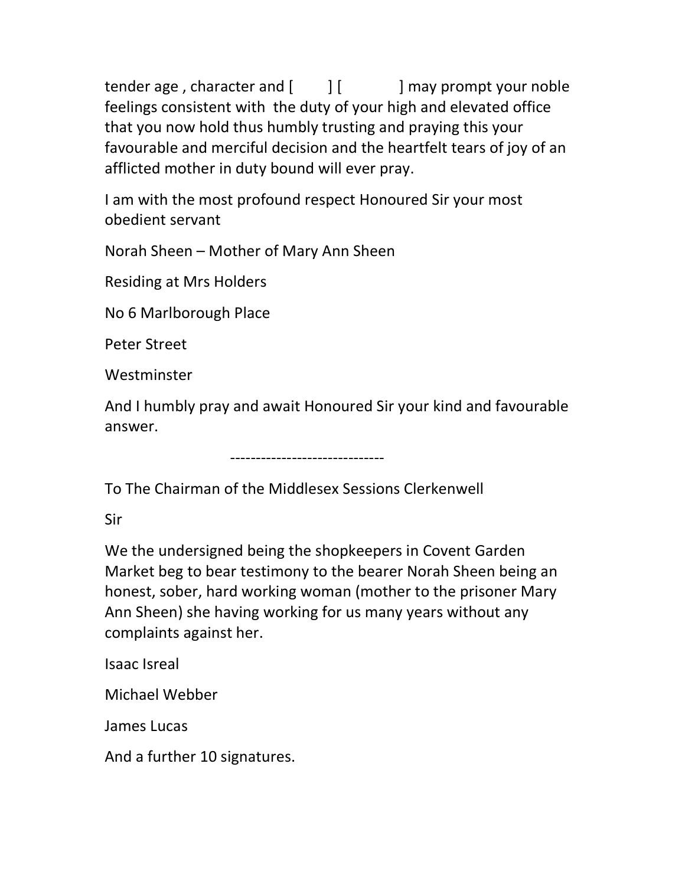tender age , character and [ ] [ ] may prompt your noble feelings consistent with the duty of your high and elevated office that you now hold thus humbly trusting and praying this your favourable and merciful decision and the heartfelt tears of joy of an afflicted mother in duty bound will ever pray.

I am with the most profound respect Honoured Sir your most obedient servant

Norah Sheen – Mother of Mary Ann Sheen

Residing at Mrs Holders

No 6 Marlborough Place

Peter Street

Westminster

And I humbly pray and await Honoured Sir your kind and favourable answer.

------------------------------

To The Chairman of the Middlesex Sessions Clerkenwell

Sir

We the undersigned being the shopkeepers in Covent Garden Market beg to bear testimony to the bearer Norah Sheen being an honest, sober, hard working woman (mother to the prisoner Mary Ann Sheen) she having working for us many years without any complaints against her.

Isaac Isreal

Michael Webber

James Lucas

And a further 10 signatures.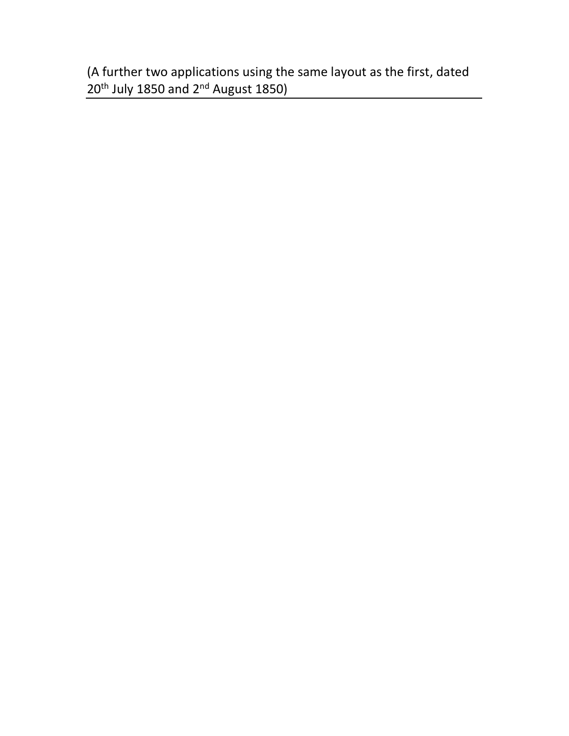(A further two applications using the same layout as the first, dated 20th July 1850 and 2nd August 1850)